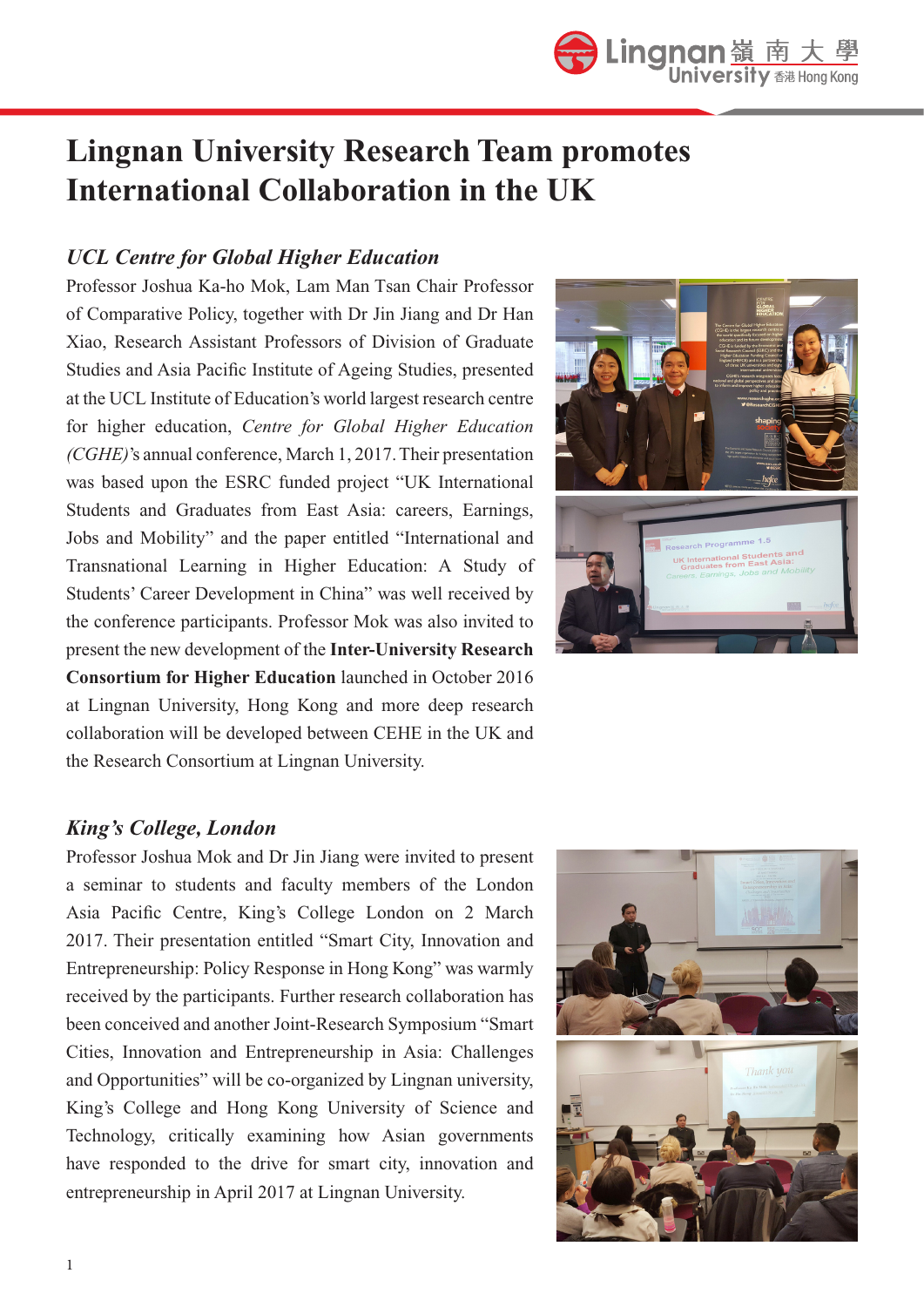# Lingnan University Research Team promotes International Collaboration in the UK

### *UCL Centre for Global Higher Education*

Professor Joshua Ka-ho Mok, Lam Man Tsan Chair Professor of Comparative Policy, together with Dr Jin Jiang and Dr Han Xiao, Research Assistant Professors of Division of Graduate Studies and Asia Pacific Institute of Ageing Studies, presented at the UCL Institute of Education's world largest research centre for higher education, *Centre for Global Higher Education (CGHE)*'s annual conference, March 1, 2017. Their presentation was based upon the ESRC funded project "UK International Students and Graduates from East Asia: careers, Earnings, Jobs and Mobility" and the paper entitled "International and Transnational Learning in Higher Education: A Study of Students' Career Development in China" was well received by the conference participants. Professor Mok was also invited to present the new development of the **Inter-University Research Consortium for Higher Education** launched in October 2016 at Lingnan University, Hong Kong and more deep research collaboration will be developed between CEHE in the UK and the Research Consortium at Lingnan University.

### *King's College, London*

Professor Joshua Mok and Dr Jin Jiang were invited to present a seminar to students and faculty members of the London Asia Pacific Centre, King's College London on 2 March 2017. Their presentation entitled "Smart City, Innovation and Entrepreneurship: Policy Response in Hong Kong" was warmly received by the participants. Further research collaboration has been conceived and another Joint-Research Symposium "Smart Cities, Innovation and Entrepreneurship in Asia: Challenges and Opportunities" will be co-organized by Lingnan university, King's College and Hong Kong University of Science and Technology, critically examining how Asian governments have responded to the drive for smart city, innovation and entrepreneurship in April 2017 at Lingnan University.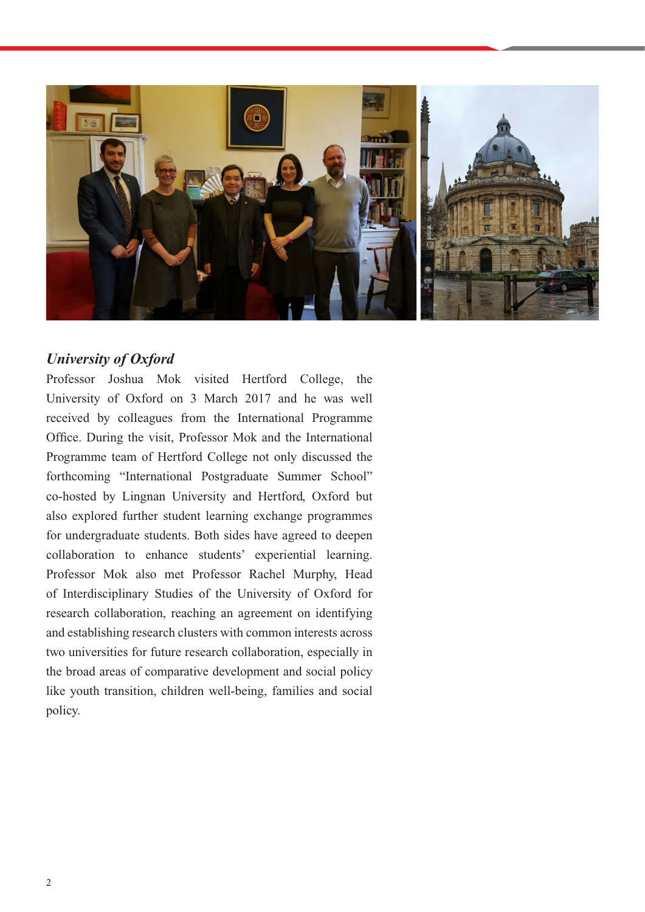## *University of Oxford*

Professor Joshua Mok visited Hertford College, the University of Oxford on 3 March 2017 and he was well received by colleagues from the International Programme Office. During the visit, Professor Mok and the International Programme team of Hertford College not only discussed the forthcoming "International Postgraduate Summer School" co-hosted by Lingnan University and Hertford, Oxford but also explored further student learning exchange programmes for undergraduate students. Both sides have agreed to deepen collaboration to enhance students' experiential learning. Professor Mok also met Professor Rachel Murphy, Head of Interdisciplinary Studies of the University of Oxford for research collaboration, reaching an agreement on identifying and establishing research clusters with common interests across two universities for future research collaboration, especially in the broad areas of comparative development and social policy like youth transition, children well-being, families and social policy.